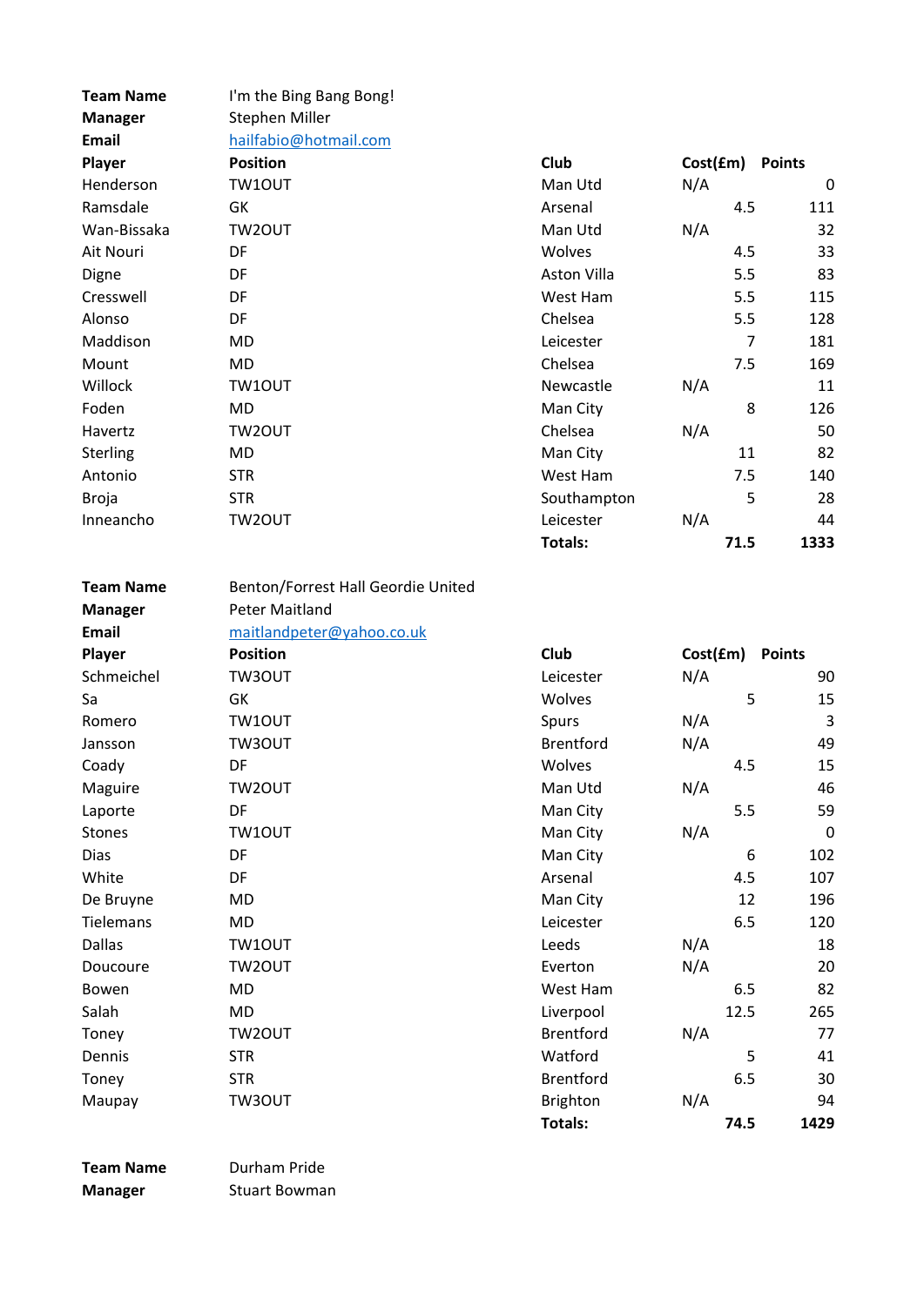| | | | | |
|---|---|---|---|---|
| **Team Name** | I'm the Bing Bang Bong! | | | |
| **Manager** | Stephen Miller | | | |
| **Email** | hailfabio@hotmail.com | | | |
| **Player** | **Position** | **Club** | **Cost(£m)** | **Points** |
| Henderson | TW1OUT | Man Utd | N/A | 0 |
| Ramsdale | GK | Arsenal | 4.5 | 111 |
| Wan-Bissaka | TW2OUT | Man Utd | N/A | 32 |
| Ait Nouri | DF | Wolves | 4.5 | 33 |
| Digne | DF | Aston Villa | 5.5 | 83 |
| Cresswell | DF | West Ham | 5.5 | 115 |
| Alonso | DF | Chelsea | 5.5 | 128 |
| Maddison | MD | Leicester | 7 | 181 |
| Mount | MD | Chelsea | 7.5 | 169 |
| Willock | TW1OUT | Newcastle | N/A | 11 |
| Foden | MD | Man City | 8 | 126 |
| Havertz | TW2OUT | Chelsea | N/A | 50 |
| Sterling | MD | Man City | 11 | 82 |
| Antonio | STR | West Ham | 7.5 | 140 |
| Broja | STR | Southampton | 5 | 28 |
| Inneancho | TW2OUT | Leicester | N/A | 44 |
| | | **Totals:** | **71.5** | **1333** |

| | | | | |
|---|---|---|---|---|
| **Team Name** | Benton/Forrest Hall Geordie United | | | |
| **Manager** | Peter Maitland | | | |
| **Email** | maitlandpeter@yahoo.co.uk | | | |
| **Player** | **Position** | **Club** | **Cost(£m)** | **Points** |
| Schmeichel | TW3OUT | Leicester | N/A | 90 |
| Sa | GK | Wolves | 5 | 15 |
| Romero | TW1OUT | Spurs | N/A | 3 |
| Jansson | TW3OUT | Brentford | N/A | 49 |
| Coady | DF | Wolves | 4.5 | 15 |
| Maguire | TW2OUT | Man Utd | N/A | 46 |
| Laporte | DF | Man City | 5.5 | 59 |
| Stones | TW1OUT | Man City | N/A | 0 |
| Dias | DF | Man City | 6 | 102 |
| White | DF | Arsenal | 4.5 | 107 |
| De Bruyne | MD | Man City | 12 | 196 |
| Tielemans | MD | Leicester | 6.5 | 120 |
| Dallas | TW1OUT | Leeds | N/A | 18 |
| Doucoure | TW2OUT | Everton | N/A | 20 |
| Bowen | MD | West Ham | 6.5 | 82 |
| Salah | MD | Liverpool | 12.5 | 265 |
| Toney | TW2OUT | Brentford | N/A | 77 |
| Dennis | STR | Watford | 5 | 41 |
| Toney | STR | Brentford | 6.5 | 30 |
| Maupay | TW3OUT | Brighton | N/A | 94 |
| | | **Totals:** | **74.5** | **1429** |

| | |
|---|---|
| **Team Name** | Durham Pride |
| **Manager** | Stuart Bowman |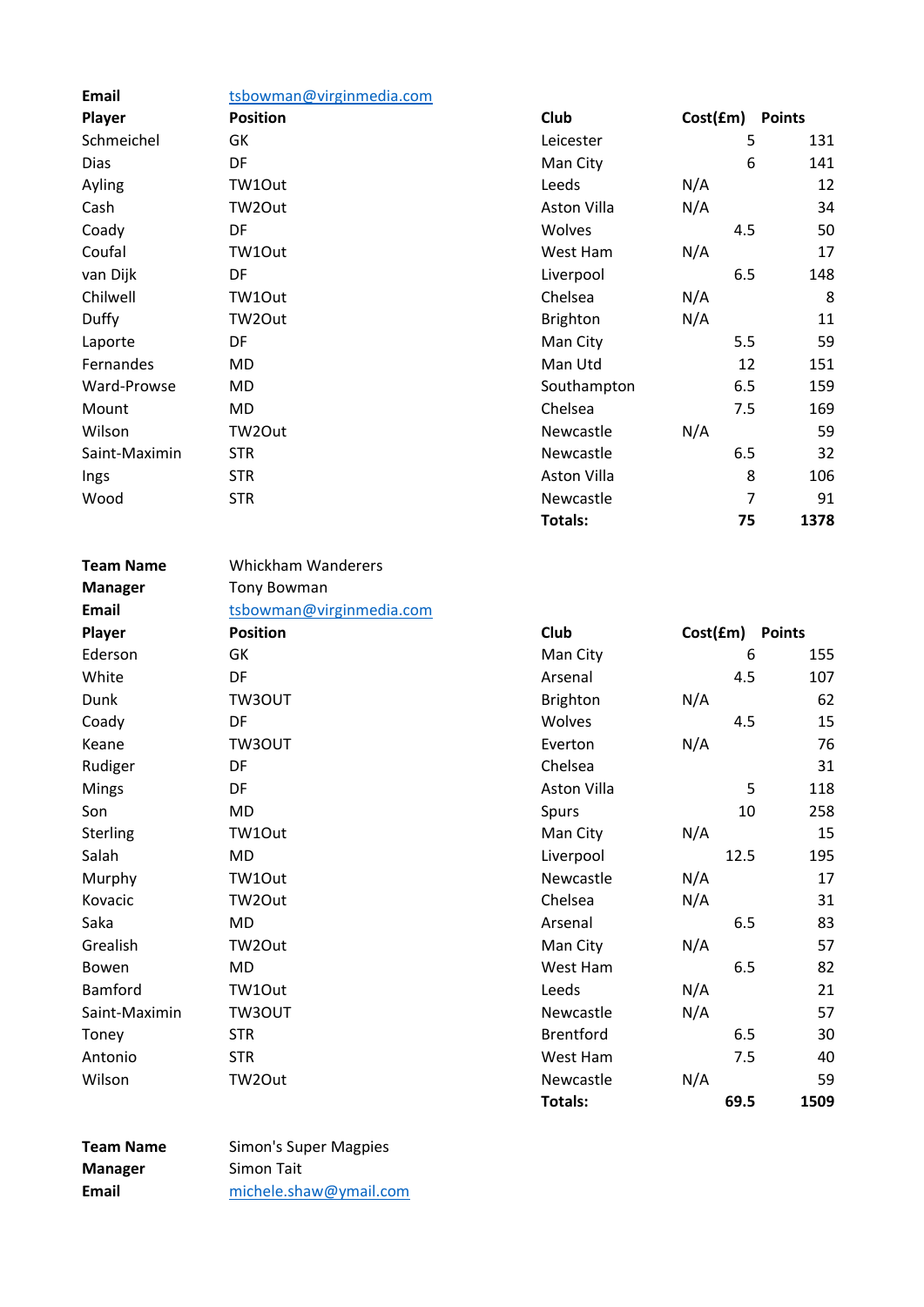| Email | tsbowman@virginmedia.com | | | |
|---|---|---|---|---|
| **Player** | **Position** | **Club** | **Cost(£m)** | **Points** |
| Schmeichel | GK | Leicester | 5 | 131 |
| Dias | DF | Man City | 6 | 141 |
| Ayling | TW1Out | Leeds | N/A | 12 |
| Cash | TW2Out | Aston Villa | N/A | 34 |
| Coady | DF | Wolves | 4.5 | 50 |
| Coufal | TW1Out | West Ham | N/A | 17 |
| van Dijk | DF | Liverpool | 6.5 | 148 |
| Chilwell | TW1Out | Chelsea | N/A | 8 |
| Duffy | TW2Out | Brighton | N/A | 11 |
| Laporte | DF | Man City | 5.5 | 59 |
| Fernandes | MD | Man Utd | 12 | 151 |
| Ward-Prowse | MD | Southampton | 6.5 | 159 |
| Mount | MD | Chelsea | 7.5 | 169 |
| Wilson | TW2Out | Newcastle | N/A | 59 |
| Saint-Maximin | STR | Newcastle | 6.5 | 32 |
| Ings | STR | Aston Villa | 8 | 106 |
| Wood | STR | Newcastle | 7 | 91 |
| | | **Totals:** | **75** | **1378** |

| **Team Name** | Whickham Wanderers | | | |
|---|---|---|---|---|
| **Manager** | Tony Bowman | | | |
| **Email** | tsbowman@virginmedia.com | | | |
| **Player** | **Position** | **Club** | **Cost(£m)** | **Points** |
| Ederson | GK | Man City | 6 | 155 |
| White | DF | Arsenal | 4.5 | 107 |
| Dunk | TW3OUT | Brighton | N/A | 62 |
| Coady | DF | Wolves | 4.5 | 15 |
| Keane | TW3OUT | Everton | N/A | 76 |
| Rudiger | DF | Chelsea | | 31 |
| Mings | DF | Aston Villa | 5 | 118 |
| Son | MD | Spurs | 10 | 258 |
| Sterling | TW1Out | Man City | N/A | 15 |
| Salah | MD | Liverpool | 12.5 | 195 |
| Murphy | TW1Out | Newcastle | N/A | 17 |
| Kovacic | TW2Out | Chelsea | N/A | 31 |
| Saka | MD | Arsenal | 6.5 | 83 |
| Grealish | TW2Out | Man City | N/A | 57 |
| Bowen | MD | West Ham | 6.5 | 82 |
| Bamford | TW1Out | Leeds | N/A | 21 |
| Saint-Maximin | TW3OUT | Newcastle | N/A | 57 |
| Toney | STR | Brentford | 6.5 | 30 |
| Antonio | STR | West Ham | 7.5 | 40 |
| Wilson | TW2Out | Newcastle | N/A | 59 |
| | | **Totals:** | **69.5** | **1509** |

| **Team Name** | Simon's Super Magpies |
|---|---|
| **Manager** | Simon Tait |
| **Email** | michele.shaw@ymail.com |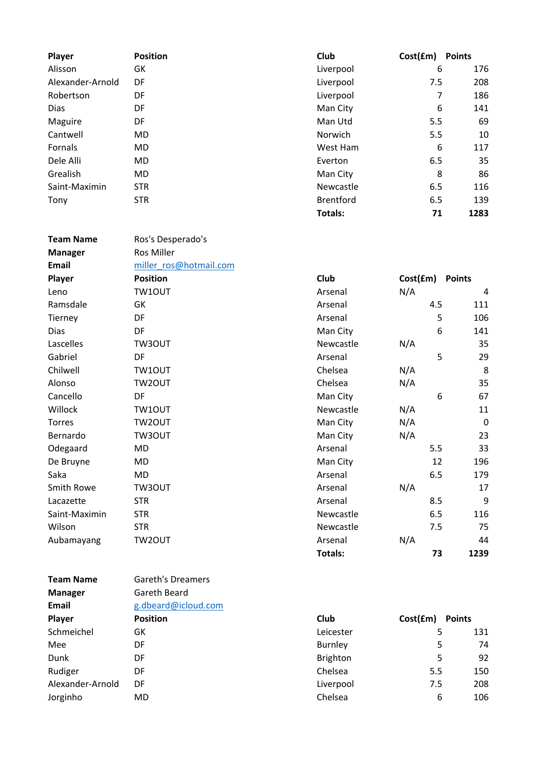| Player | Position | Club | Cost(£m) | Points |
|---|---|---|---|---|
| Alisson | GK | Liverpool | 6 | 176 |
| Alexander-Arnold | DF | Liverpool | 7.5 | 208 |
| Robertson | DF | Liverpool | 7 | 186 |
| Dias | DF | Man City | 6 | 141 |
| Maguire | DF | Man Utd | 5.5 | 69 |
| Cantwell | MD | Norwich | 5.5 | 10 |
| Fornals | MD | West Ham | 6 | 117 |
| Dele Alli | MD | Everton | 6.5 | 35 |
| Grealish | MD | Man City | 8 | 86 |
| Saint-Maximin | STR | Newcastle | 6.5 | 116 |
| Tony | STR | Brentford | 6.5 | 139 |
| | | **Totals:** | **71** | **1283** |

**Team Name** Ros's Desperado's

**Manager** Ros Miller

**Email** miller_ros@hotmail.com

| Player | Position | Club | Cost(£m) | Points |
|---|---|---|---|---|
| Leno | TW1OUT | Arsenal | N/A | 4 |
| Ramsdale | GK | Arsenal | 4.5 | 111 |
| Tierney | DF | Arsenal | 5 | 106 |
| Dias | DF | Man City | 6 | 141 |
| Lascelles | TW3OUT | Newcastle | N/A | 35 |
| Gabriel | DF | Arsenal | 5 | 29 |
| Chilwell | TW1OUT | Chelsea | N/A | 8 |
| Alonso | TW2OUT | Chelsea | N/A | 35 |
| Cancello | DF | Man City | 6 | 67 |
| Willock | TW1OUT | Newcastle | N/A | 11 |
| Torres | TW2OUT | Man City | N/A | 0 |
| Bernardo | TW3OUT | Man City | N/A | 23 |
| Odegaard | MD | Arsenal | 5.5 | 33 |
| De Bruyne | MD | Man City | 12 | 196 |
| Saka | MD | Arsenal | 6.5 | 179 |
| Smith Rowe | TW3OUT | Arsenal | N/A | 17 |
| Lacazette | STR | Arsenal | 8.5 | 9 |
| Saint-Maximin | STR | Newcastle | 6.5 | 116 |
| Wilson | STR | Newcastle | 7.5 | 75 |
| Aubamayang | TW2OUT | Arsenal | N/A | 44 |
| | | **Totals:** | **73** | **1239** |

**Team Name** Gareth's Dreamers

**Manager** Gareth Beard

**Email** g.dbeard@icloud.com

| Player | Position | Club | Cost(£m) | Points |
|---|---|---|---|---|
| Schmeichel | GK | Leicester | 5 | 131 |
| Mee | DF | Burnley | 5 | 74 |
| Dunk | DF | Brighton | 5 | 92 |
| Rudiger | DF | Chelsea | 5.5 | 150 |
| Alexander-Arnold | DF | Liverpool | 7.5 | 208 |
| Jorginho | MD | Chelsea | 6 | 106 |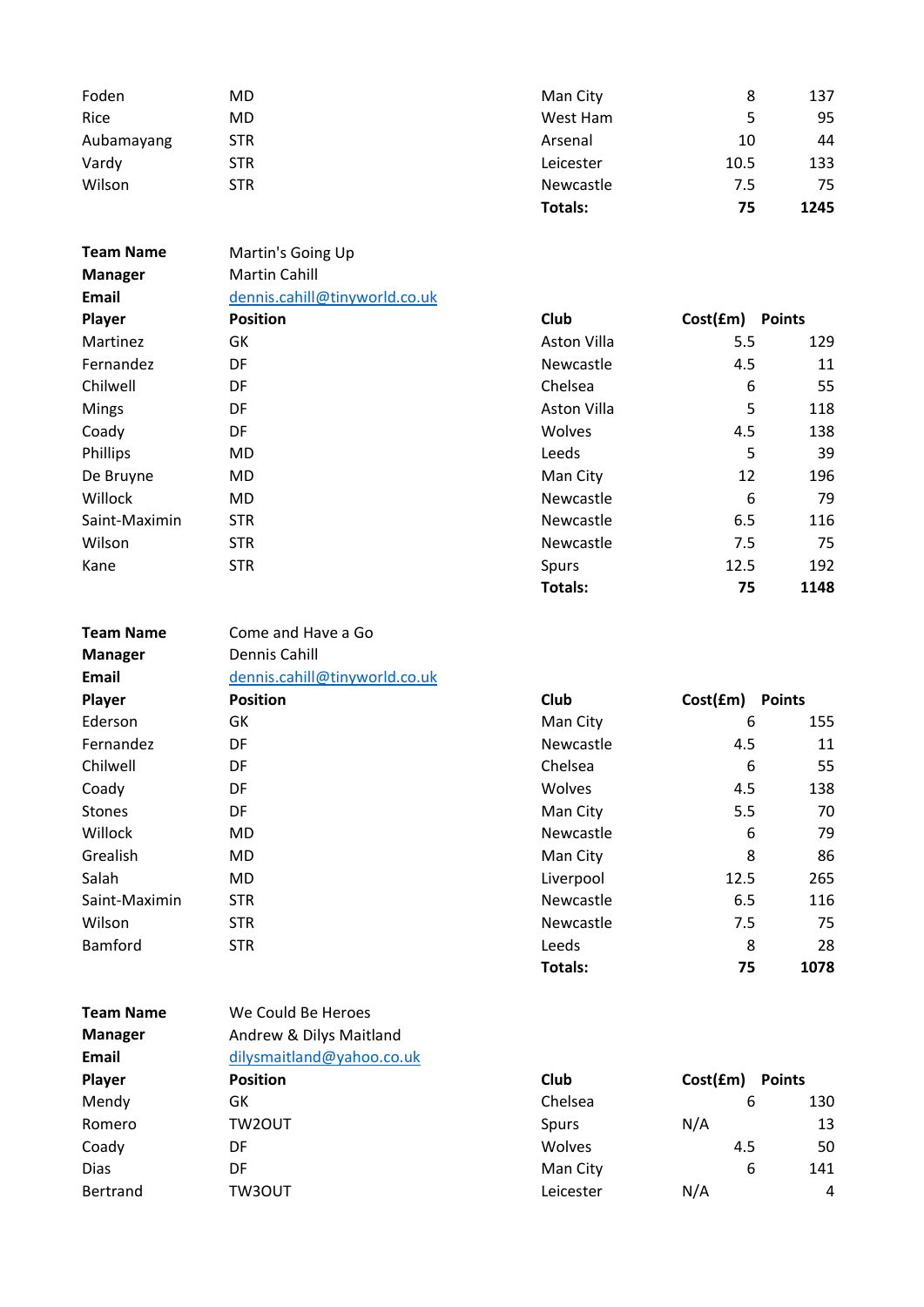| Foden | MD | Man City | 8 | 137 |
|---|---|---|---|---|
| Rice | MD | West Ham | 5 | 95 |
| Aubamayang | STR | Arsenal | 10 | 44 |
| Vardy | STR | Leicester | 10.5 | 133 |
| Wilson | STR | Newcastle | 7.5 | 75 |
| | | **Totals:** | **75** | **1245** |

| **Team Name** | Martin's Going Up | | | |
|---|---|---|---|---|
| **Manager** | Martin Cahill | | | |
| **Email** | dennis.cahill@tinyworld.co.uk | | | |
| **Player** | **Position** | **Club** | **Cost(£m)** | **Points** |
| Martinez | GK | Aston Villa | 5.5 | 129 |
| Fernandez | DF | Newcastle | 4.5 | 11 |
| Chilwell | DF | Chelsea | 6 | 55 |
| Mings | DF | Aston Villa | 5 | 118 |
| Coady | DF | Wolves | 4.5 | 138 |
| Phillips | MD | Leeds | 5 | 39 |
| De Bruyne | MD | Man City | 12 | 196 |
| Willock | MD | Newcastle | 6 | 79 |
| Saint-Maximin | STR | Newcastle | 6.5 | 116 |
| Wilson | STR | Newcastle | 7.5 | 75 |
| Kane | STR | Spurs | 12.5 | 192 |
| | | **Totals:** | **75** | **1148** |

| **Team Name** | Come and Have a Go | | | |
|---|---|---|---|---|
| **Manager** | Dennis Cahill | | | |
| **Email** | dennis.cahill@tinyworld.co.uk | | | |
| **Player** | **Position** | **Club** | **Cost(£m)** | **Points** |
| Ederson | GK | Man City | 6 | 155 |
| Fernandez | DF | Newcastle | 4.5 | 11 |
| Chilwell | DF | Chelsea | 6 | 55 |
| Coady | DF | Wolves | 4.5 | 138 |
| Stones | DF | Man City | 5.5 | 70 |
| Willock | MD | Newcastle | 6 | 79 |
| Grealish | MD | Man City | 8 | 86 |
| Salah | MD | Liverpool | 12.5 | 265 |
| Saint-Maximin | STR | Newcastle | 6.5 | 116 |
| Wilson | STR | Newcastle | 7.5 | 75 |
| Bamford | STR | Leeds | 8 | 28 |
| | | **Totals:** | **75** | **1078** |

| **Team Name** | We Could Be Heroes | | | |
|---|---|---|---|---|
| **Manager** | Andrew & Dilys Maitland | | | |
| **Email** | dilysmaitland@yahoo.co.uk | | | |
| **Player** | **Position** | **Club** | **Cost(£m)** | **Points** |
| Mendy | GK | Chelsea | 6 | 130 |
| Romero | TW2OUT | Spurs | N/A | 13 |
| Coady | DF | Wolves | 4.5 | 50 |
| Dias | DF | Man City | 6 | 141 |
| Bertrand | TW3OUT | Leicester | N/A | 4 |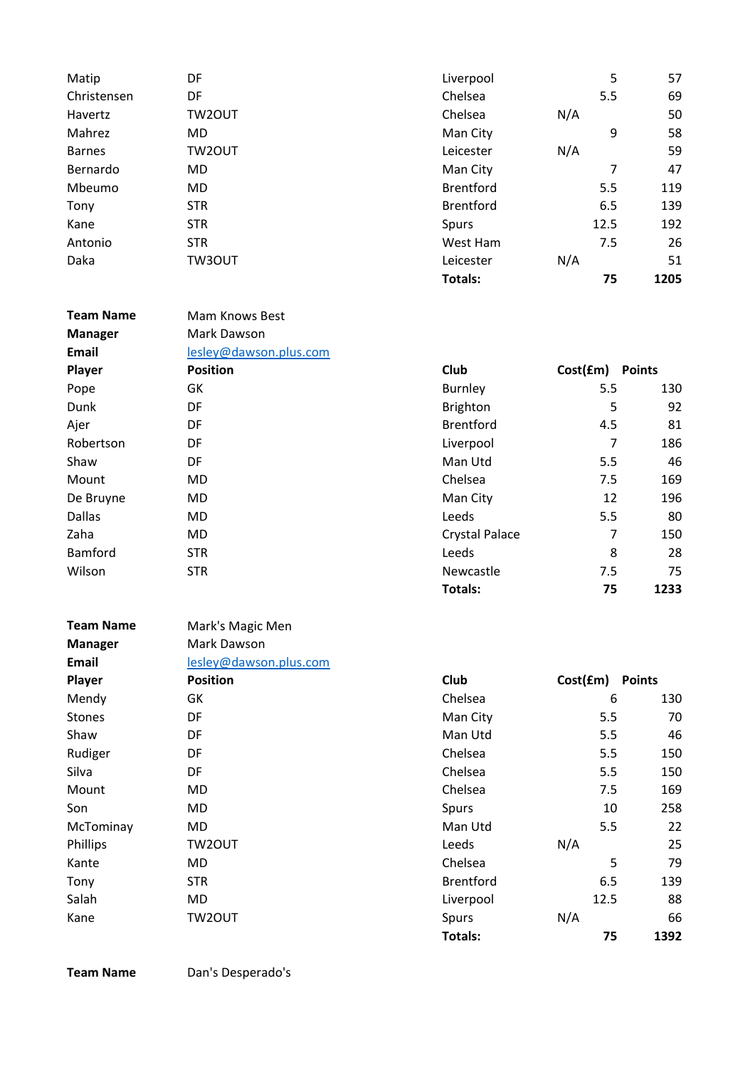| | | | | |
|---|---|---|---|---|
| Matip | DF | Liverpool | 5 | 57 |
| Christensen | DF | Chelsea | 5.5 | 69 |
| Havertz | TW2OUT | Chelsea | N/A | 50 |
| Mahrez | MD | Man City | 9 | 58 |
| Barnes | TW2OUT | Leicester | N/A | 59 |
| Bernardo | MD | Man City | 7 | 47 |
| Mbeumo | MD | Brentford | 5.5 | 119 |
| Tony | STR | Brentford | 6.5 | 139 |
| Kane | STR | Spurs | 12.5 | 192 |
| Antonio | STR | West Ham | 7.5 | 26 |
| Daka | TW3OUT | Leicester | N/A | 51 |
| | | **Totals:** | **75** | **1205** |

**Team Name** Mam Knows Best
**Manager** Mark Dawson
**Email** lesley@dawson.plus.com

| **Player** | **Position** | **Club** | **Cost(£m)** | **Points** |
|---|---|---|---|---|
| Pope | GK | Burnley | 5.5 | 130 |
| Dunk | DF | Brighton | 5 | 92 |
| Ajer | DF | Brentford | 4.5 | 81 |
| Robertson | DF | Liverpool | 7 | 186 |
| Shaw | DF | Man Utd | 5.5 | 46 |
| Mount | MD | Chelsea | 7.5 | 169 |
| De Bruyne | MD | Man City | 12 | 196 |
| Dallas | MD | Leeds | 5.5 | 80 |
| Zaha | MD | Crystal Palace | 7 | 150 |
| Bamford | STR | Leeds | 8 | 28 |
| Wilson | STR | Newcastle | 7.5 | 75 |
| | | **Totals:** | **75** | **1233** |

**Team Name** Mark's Magic Men
**Manager** Mark Dawson
**Email** lesley@dawson.plus.com

| **Player** | **Position** | **Club** | **Cost(£m)** | **Points** |
|---|---|---|---|---|
| Mendy | GK | Chelsea | 6 | 130 |
| Stones | DF | Man City | 5.5 | 70 |
| Shaw | DF | Man Utd | 5.5 | 46 |
| Rudiger | DF | Chelsea | 5.5 | 150 |
| Silva | DF | Chelsea | 5.5 | 150 |
| Mount | MD | Chelsea | 7.5 | 169 |
| Son | MD | Spurs | 10 | 258 |
| McTominay | MD | Man Utd | 5.5 | 22 |
| Phillips | TW2OUT | Leeds | N/A | 25 |
| Kante | MD | Chelsea | 5 | 79 |
| Tony | STR | Brentford | 6.5 | 139 |
| Salah | MD | Liverpool | 12.5 | 88 |
| Kane | TW2OUT | Spurs | N/A | 66 |
| | | **Totals:** | **75** | **1392** |

**Team Name** Dan's Desperado's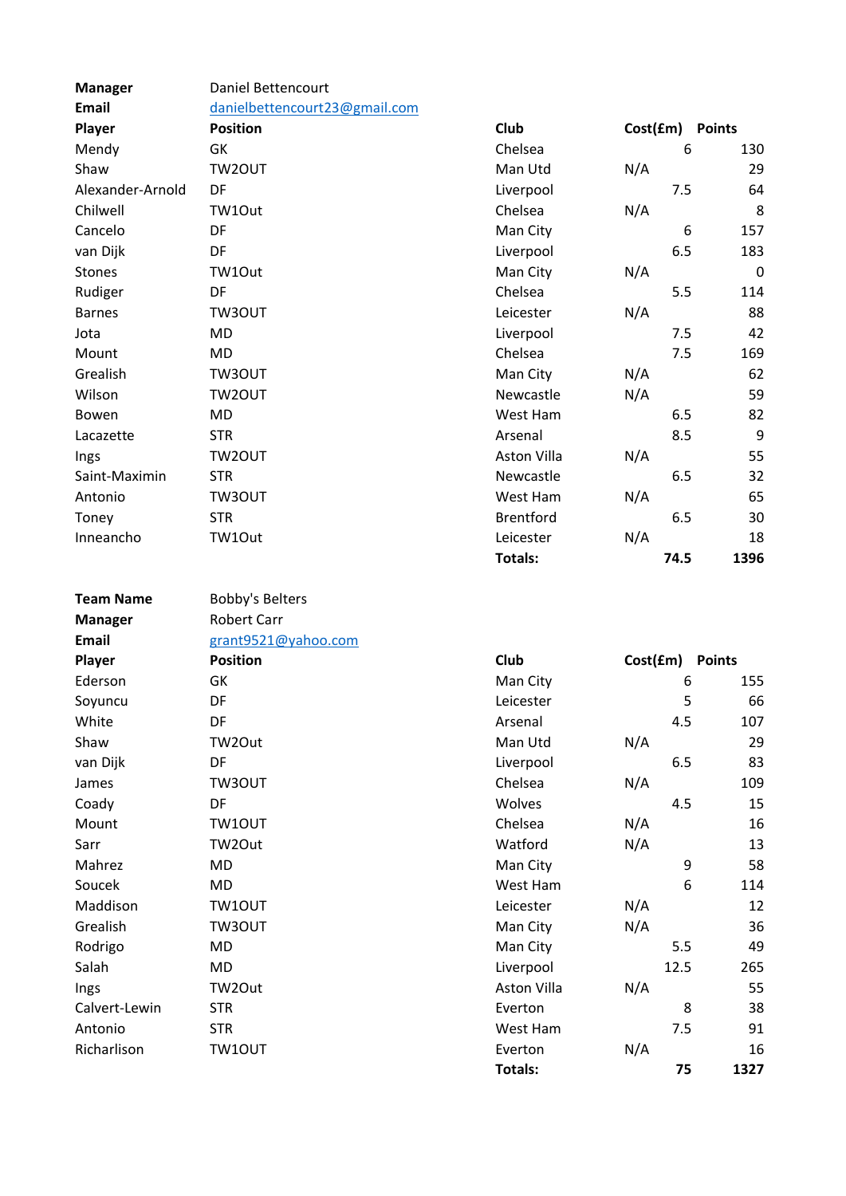| Manager | Daniel Bettencourt | | | |
|---|---|---|---|---|
| Email | danielbettencourt23@gmail.com | | | |
| **Player** | **Position** | **Club** | **Cost(£m)** | **Points** |
| Mendy | GK | Chelsea | 6 | 130 |
| Shaw | TW2OUT | Man Utd | N/A | 29 |
| Alexander-Arnold | DF | Liverpool | 7.5 | 64 |
| Chilwell | TW1Out | Chelsea | N/A | 8 |
| Cancelo | DF | Man City | 6 | 157 |
| van Dijk | DF | Liverpool | 6.5 | 183 |
| Stones | TW1Out | Man City | N/A | 0 |
| Rudiger | DF | Chelsea | 5.5 | 114 |
| Barnes | TW3OUT | Leicester | N/A | 88 |
| Jota | MD | Liverpool | 7.5 | 42 |
| Mount | MD | Chelsea | 7.5 | 169 |
| Grealish | TW3OUT | Man City | N/A | 62 |
| Wilson | TW2OUT | Newcastle | N/A | 59 |
| Bowen | MD | West Ham | 6.5 | 82 |
| Lacazette | STR | Arsenal | 8.5 | 9 |
| Ings | TW2OUT | Aston Villa | N/A | 55 |
| Saint-Maximin | STR | Newcastle | 6.5 | 32 |
| Antonio | TW3OUT | West Ham | N/A | 65 |
| Toney | STR | Brentford | 6.5 | 30 |
| Inneancho | TW1Out | Leicester | N/A | 18 |
| | | **Totals:** | **74.5** | **1396** |

| Team Name | Bobby's Belters | | | |
|---|---|---|---|---|
| Manager | Robert Carr | | | |
| Email | grant9521@yahoo.com | | | |
| **Player** | **Position** | **Club** | **Cost(£m)** | **Points** |
| Ederson | GK | Man City | 6 | 155 |
| Soyuncu | DF | Leicester | 5 | 66 |
| White | DF | Arsenal | 4.5 | 107 |
| Shaw | TW2Out | Man Utd | N/A | 29 |
| van Dijk | DF | Liverpool | 6.5 | 83 |
| James | TW3OUT | Chelsea | N/A | 109 |
| Coady | DF | Wolves | 4.5 | 15 |
| Mount | TW1OUT | Chelsea | N/A | 16 |
| Sarr | TW2Out | Watford | N/A | 13 |
| Mahrez | MD | Man City | 9 | 58 |
| Soucek | MD | West Ham | 6 | 114 |
| Maddison | TW1OUT | Leicester | N/A | 12 |
| Grealish | TW3OUT | Man City | N/A | 36 |
| Rodrigo | MD | Man City | 5.5 | 49 |
| Salah | MD | Liverpool | 12.5 | 265 |
| Ings | TW2Out | Aston Villa | N/A | 55 |
| Calvert-Lewin | STR | Everton | 8 | 38 |
| Antonio | STR | West Ham | 7.5 | 91 |
| Richarlison | TW1OUT | Everton | N/A | 16 |
| | | **Totals:** | **75** | **1327** |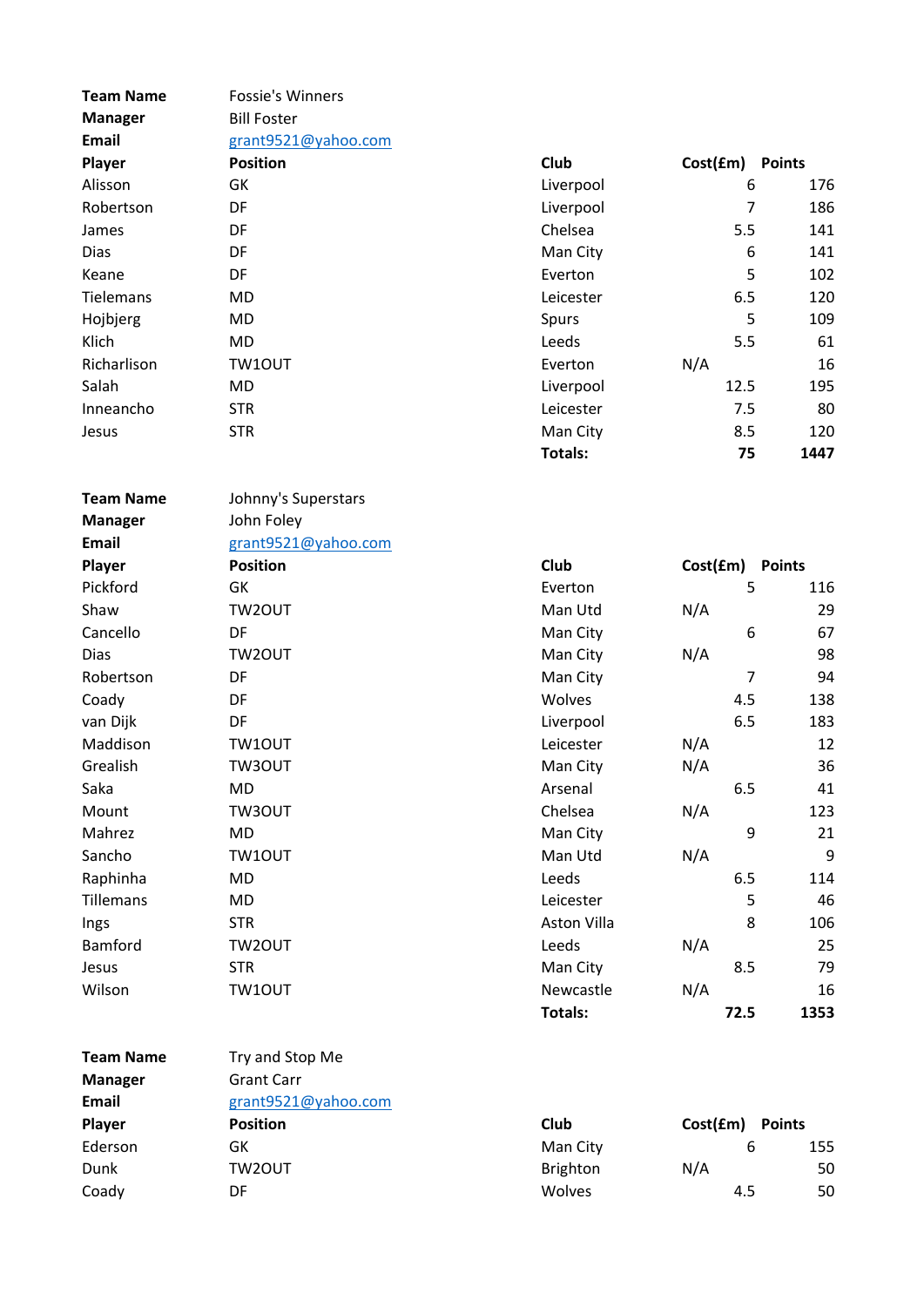| Team Name | Fossie's Winners | | | |
|---|---|---|---|---|
| Manager | Bill Foster | | | |
| Email | grant9521@yahoo.com | | | |
| **Player** | **Position** | **Club** | **Cost(£m)** | **Points** |
| Alisson | GK | Liverpool | 6 | 176 |
| Robertson | DF | Liverpool | 7 | 186 |
| James | DF | Chelsea | 5.5 | 141 |
| Dias | DF | Man City | 6 | 141 |
| Keane | DF | Everton | 5 | 102 |
| Tielemans | MD | Leicester | 6.5 | 120 |
| Hojbjerg | MD | Spurs | 5 | 109 |
| Klich | MD | Leeds | 5.5 | 61 |
| Richarlison | TW1OUT | Everton | N/A | 16 |
| Salah | MD | Liverpool | 12.5 | 195 |
| Inneancho | STR | Leicester | 7.5 | 80 |
| Jesus | STR | Man City | 8.5 | 120 |
| | | **Totals:** | **75** | **1447** |

| Team Name | Johnny's Superstars | | | |
|---|---|---|---|---|
| Manager | John Foley | | | |
| Email | grant9521@yahoo.com | | | |
| **Player** | **Position** | **Club** | **Cost(£m)** | **Points** |
| Pickford | GK | Everton | 5 | 116 |
| Shaw | TW2OUT | Man Utd | N/A | 29 |
| Cancello | DF | Man City | 6 | 67 |
| Dias | TW2OUT | Man City | N/A | 98 |
| Robertson | DF | Man City | 7 | 94 |
| Coady | DF | Wolves | 4.5 | 138 |
| van Dijk | DF | Liverpool | 6.5 | 183 |
| Maddison | TW1OUT | Leicester | N/A | 12 |
| Grealish | TW3OUT | Man City | N/A | 36 |
| Saka | MD | Arsenal | 6.5 | 41 |
| Mount | TW3OUT | Chelsea | N/A | 123 |
| Mahrez | MD | Man City | 9 | 21 |
| Sancho | TW1OUT | Man Utd | N/A | 9 |
| Raphinha | MD | Leeds | 6.5 | 114 |
| Tillemans | MD | Leicester | 5 | 46 |
| Ings | STR | Aston Villa | 8 | 106 |
| Bamford | TW2OUT | Leeds | N/A | 25 |
| Jesus | STR | Man City | 8.5 | 79 |
| Wilson | TW1OUT | Newcastle | N/A | 16 |
| | | **Totals:** | **72.5** | **1353** |

| Team Name | Try and Stop Me | | | |
|---|---|---|---|---|
| Manager | Grant Carr | | | |
| Email | grant9521@yahoo.com | | | |
| **Player** | **Position** | **Club** | **Cost(£m)** | **Points** |
| Ederson | GK | Man City | 6 | 155 |
| Dunk | TW2OUT | Brighton | N/A | 50 |
| Coady | DF | Wolves | 4.5 | 50 |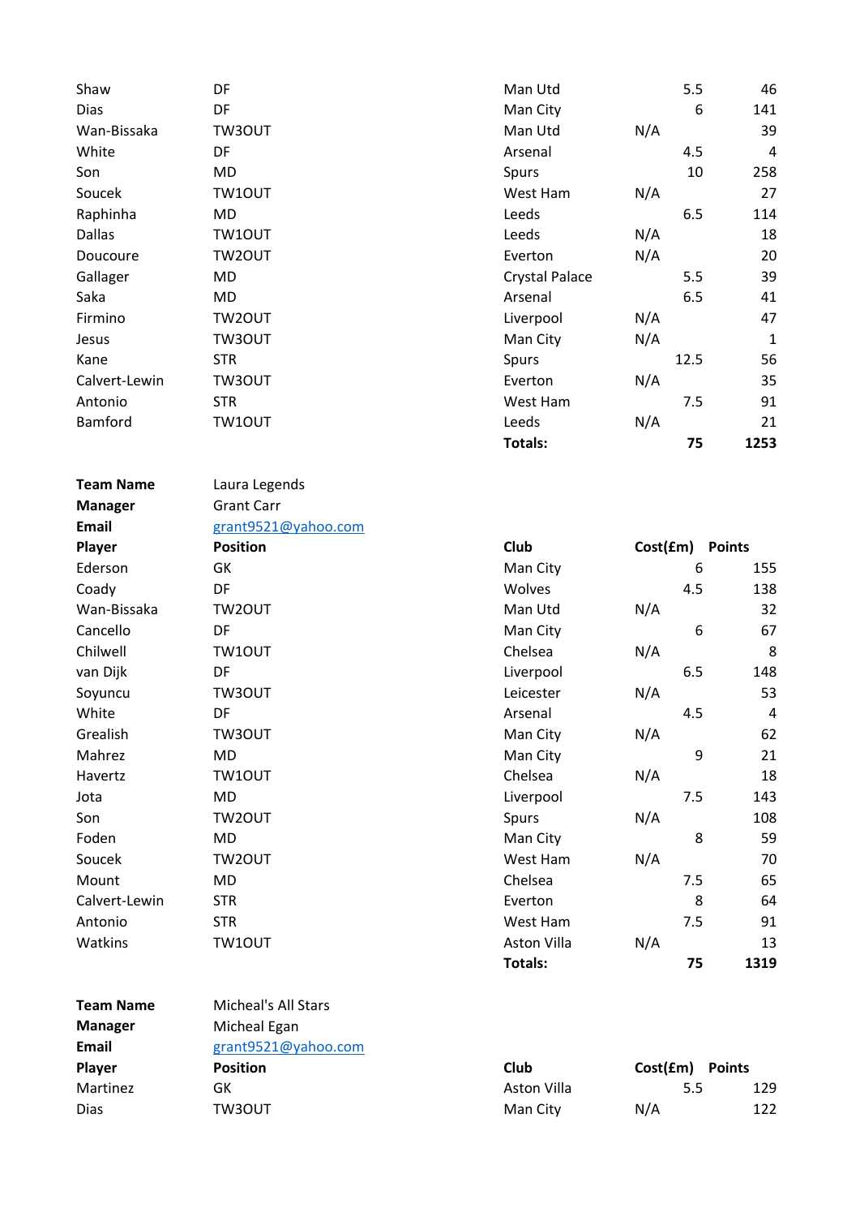| | | | | |
|---|---|---|---|---|
| Shaw | DF | Man Utd | 5.5 | 46 |
| Dias | DF | Man City | 6 | 141 |
| Wan-Bissaka | TW3OUT | Man Utd | N/A | 39 |
| White | DF | Arsenal | 4.5 | 4 |
| Son | MD | Spurs | 10 | 258 |
| Soucek | TW1OUT | West Ham | N/A | 27 |
| Raphinha | MD | Leeds | 6.5 | 114 |
| Dallas | TW1OUT | Leeds | N/A | 18 |
| Doucoure | TW2OUT | Everton | N/A | 20 |
| Gallager | MD | Crystal Palace | 5.5 | 39 |
| Saka | MD | Arsenal | 6.5 | 41 |
| Firmino | TW2OUT | Liverpool | N/A | 47 |
| Jesus | TW3OUT | Man City | N/A | 1 |
| Kane | STR | Spurs | 12.5 | 56 |
| Calvert-Lewin | TW3OUT | Everton | N/A | 35 |
| Antonio | STR | West Ham | 7.5 | 91 |
| Bamford | TW1OUT | Leeds | N/A | 21 |
| | | **Totals:** | **75** | **1253** |

**Team Name** Laura Legends
**Manager** Grant Carr
**Email** grant9521@yahoo.com

| **Player** | **Position** | **Club** | **Cost(£m)** | **Points** |
|---|---|---|---|---|
| Ederson | GK | Man City | 6 | 155 |
| Coady | DF | Wolves | 4.5 | 138 |
| Wan-Bissaka | TW2OUT | Man Utd | N/A | 32 |
| Cancello | DF | Man City | 6 | 67 |
| Chilwell | TW1OUT | Chelsea | N/A | 8 |
| van Dijk | DF | Liverpool | 6.5 | 148 |
| Soyuncu | TW3OUT | Leicester | N/A | 53 |
| White | DF | Arsenal | 4.5 | 4 |
| Grealish | TW3OUT | Man City | N/A | 62 |
| Mahrez | MD | Man City | 9 | 21 |
| Havertz | TW1OUT | Chelsea | N/A | 18 |
| Jota | MD | Liverpool | 7.5 | 143 |
| Son | TW2OUT | Spurs | N/A | 108 |
| Foden | MD | Man City | 8 | 59 |
| Soucek | TW2OUT | West Ham | N/A | 70 |
| Mount | MD | Chelsea | 7.5 | 65 |
| Calvert-Lewin | STR | Everton | 8 | 64 |
| Antonio | STR | West Ham | 7.5 | 91 |
| Watkins | TW1OUT | Aston Villa | N/A | 13 |
| | | **Totals:** | **75** | **1319** |

**Team Name** Micheal's All Stars
**Manager** Micheal Egan
**Email** grant9521@yahoo.com

| **Player** | **Position** | **Club** | **Cost(£m)** | **Points** |
|---|---|---|---|---|
| Martinez | GK | Aston Villa | 5.5 | 129 |
| Dias | TW3OUT | Man City | N/A | 122 |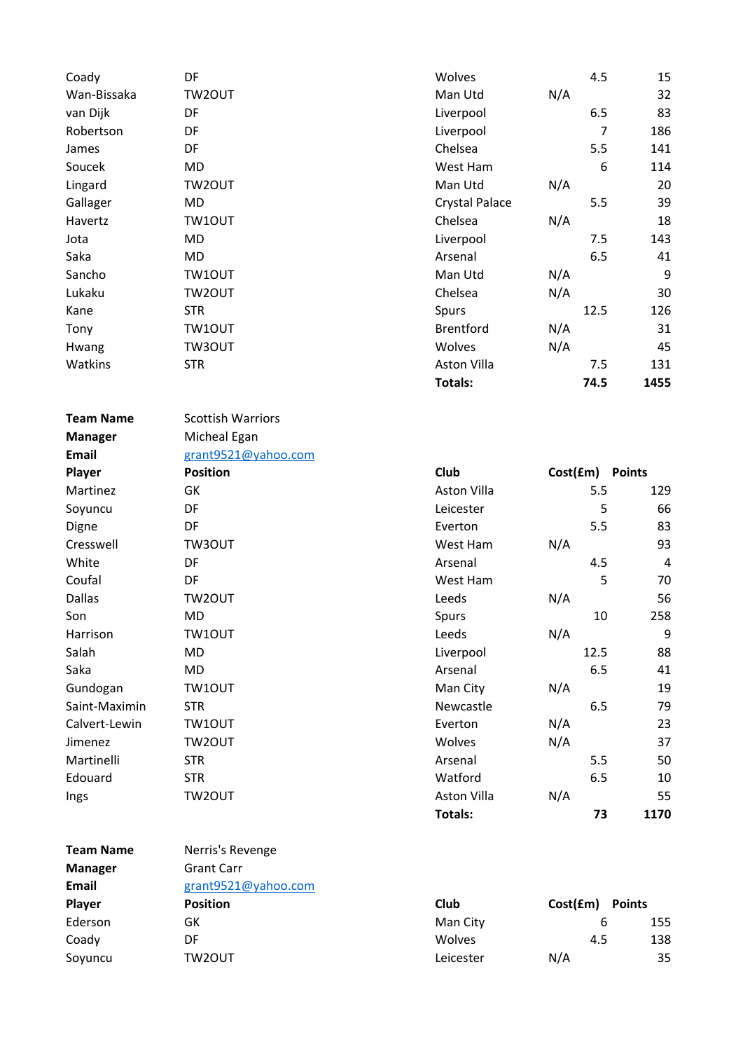| | | | | |
|---|---|---|---|---|
| Coady | DF | Wolves | 4.5 | 15 |
| Wan-Bissaka | TW2OUT | Man Utd | N/A | 32 |
| van Dijk | DF | Liverpool | 6.5 | 83 |
| Robertson | DF | Liverpool | 7 | 186 |
| James | DF | Chelsea | 5.5 | 141 |
| Soucek | MD | West Ham | 6 | 114 |
| Lingard | TW2OUT | Man Utd | N/A | 20 |
| Gallager | MD | Crystal Palace | 5.5 | 39 |
| Havertz | TW1OUT | Chelsea | N/A | 18 |
| Jota | MD | Liverpool | 7.5 | 143 |
| Saka | MD | Arsenal | 6.5 | 41 |
| Sancho | TW1OUT | Man Utd | N/A | 9 |
| Lukaku | TW2OUT | Chelsea | N/A | 30 |
| Kane | STR | Spurs | 12.5 | 126 |
| Tony | TW1OUT | Brentford | N/A | 31 |
| Hwang | TW3OUT | Wolves | N/A | 45 |
| Watkins | STR | Aston Villa | 7.5 | 131 |
| | | **Totals:** | **74.5** | **1455** |

| **Team Name** | Scottish Warriors | | | |
|---|---|---|---|---|
| **Manager** | Micheal Egan | | | |
| **Email** | grant9521@yahoo.com | | | |
| **Player** | **Position** | **Club** | **Cost(£m)** | **Points** |
| Martinez | GK | Aston Villa | 5.5 | 129 |
| Soyuncu | DF | Leicester | 5 | 66 |
| Digne | DF | Everton | 5.5 | 83 |
| Cresswell | TW3OUT | West Ham | N/A | 93 |
| White | DF | Arsenal | 4.5 | 4 |
| Coufal | DF | West Ham | 5 | 70 |
| Dallas | TW2OUT | Leeds | N/A | 56 |
| Son | MD | Spurs | 10 | 258 |
| Harrison | TW1OUT | Leeds | N/A | 9 |
| Salah | MD | Liverpool | 12.5 | 88 |
| Saka | MD | Arsenal | 6.5 | 41 |
| Gundogan | TW1OUT | Man City | N/A | 19 |
| Saint-Maximin | STR | Newcastle | 6.5 | 79 |
| Calvert-Lewin | TW1OUT | Everton | N/A | 23 |
| Jimenez | TW2OUT | Wolves | N/A | 37 |
| Martinelli | STR | Arsenal | 5.5 | 50 |
| Edouard | STR | Watford | 6.5 | 10 |
| Ings | TW2OUT | Aston Villa | N/A | 55 |
| | | **Totals:** | **73** | **1170** |

| **Team Name** | Nerris's Revenge | | | |
|---|---|---|---|---|
| **Manager** | Grant Carr | | | |
| **Email** | grant9521@yahoo.com | | | |
| **Player** | **Position** | **Club** | **Cost(£m)** | **Points** |
| Ederson | GK | Man City | 6 | 155 |
| Coady | DF | Wolves | 4.5 | 138 |
| Soyuncu | TW2OUT | Leicester | N/A | 35 |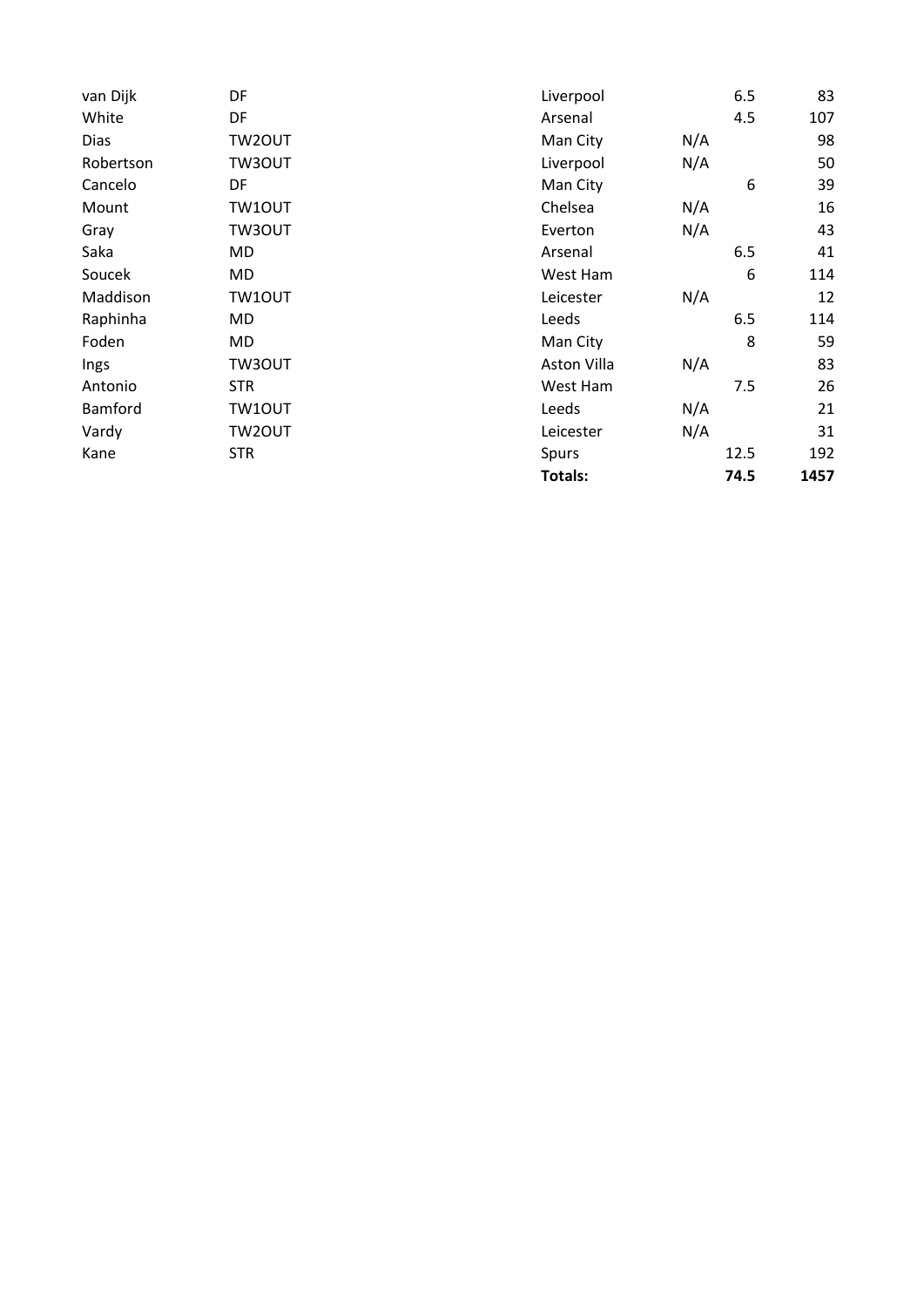| | | | | | |
|---|---|---|---|---|---|
| van Dijk | DF | Liverpool | | 6.5 | 83 |
| White | DF | Arsenal | | 4.5 | 107 |
| Dias | TW2OUT | Man City | N/A | | 98 |
| Robertson | TW3OUT | Liverpool | N/A | | 50 |
| Cancelo | DF | Man City | | 6 | 39 |
| Mount | TW1OUT | Chelsea | N/A | | 16 |
| Gray | TW3OUT | Everton | N/A | | 43 |
| Saka | MD | Arsenal | | 6.5 | 41 |
| Soucek | MD | West Ham | | 6 | 114 |
| Maddison | TW1OUT | Leicester | N/A | | 12 |
| Raphinha | MD | Leeds | | 6.5 | 114 |
| Foden | MD | Man City | | 8 | 59 |
| Ings | TW3OUT | Aston Villa | N/A | | 83 |
| Antonio | STR | West Ham | | 7.5 | 26 |
| Bamford | TW1OUT | Leeds | N/A | | 21 |
| Vardy | TW2OUT | Leicester | N/A | | 31 |
| Kane | STR | Spurs | | 12.5 | 192 |
| | | **Totals:** | | **74.5** | **1457** |